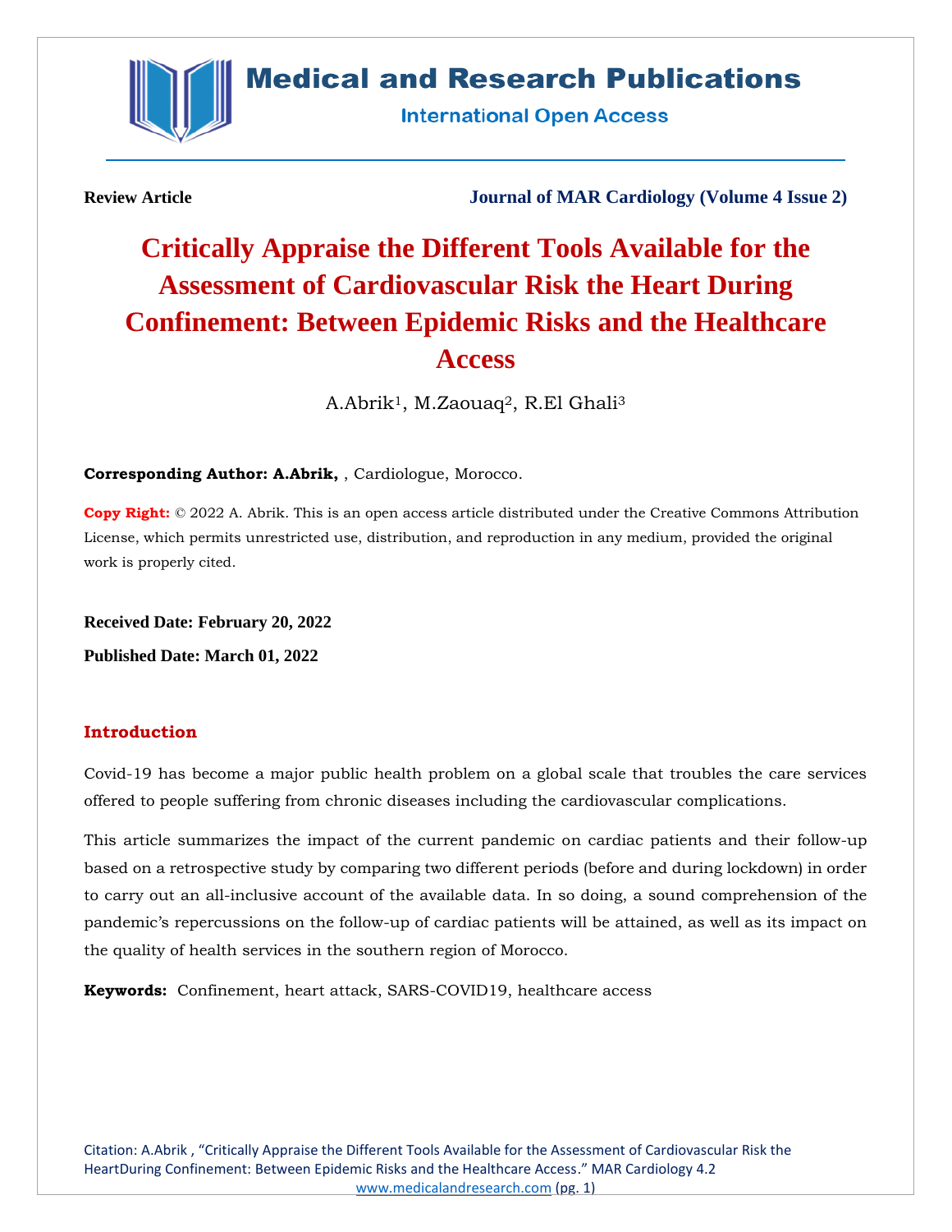**Review Article** **Journal of MAR Cardiology (Volume 4 Issue 2)**

# Critically Appraise the Different Tools Available for the Assessment of Cardiovascular Risk the Heart During Confinement: Between Epidemic Risks and the Healthcare Access

A.Abrik[1], M.Zaouaq[2], R.El Ghali[3]

**Corresponding Author: A.Abrik,** , Cardiologue, Morocco.

**Copy Right:** © 2022 A. Abrik. This is an open access article distributed under the Creative Commons Attribution License, which permits unrestricted use, distribution, and reproduction in any medium, provided the original work is properly cited.

**Received Date: February 20, 2022**

**Published Date: March 01, 2022**

## Introduction

Covid-19 has become a major public health problem on a global scale that troubles the care services offered to people suffering from chronic diseases including the cardiovascular complications.

This article summarizes the impact of the current pandemic on cardiac patients and their follow-up based on a retrospective study by comparing two different periods (before and during lockdown) in order to carry out an all-inclusive account of the available data. In so doing, a sound comprehension of the pandemic's repercussions on the follow-up of cardiac patients will be attained, as well as its impact on the quality of health services in the southern region of Morocco.

**Keywords:** Confinement, heart attack, SARS-COVID19, healthcare access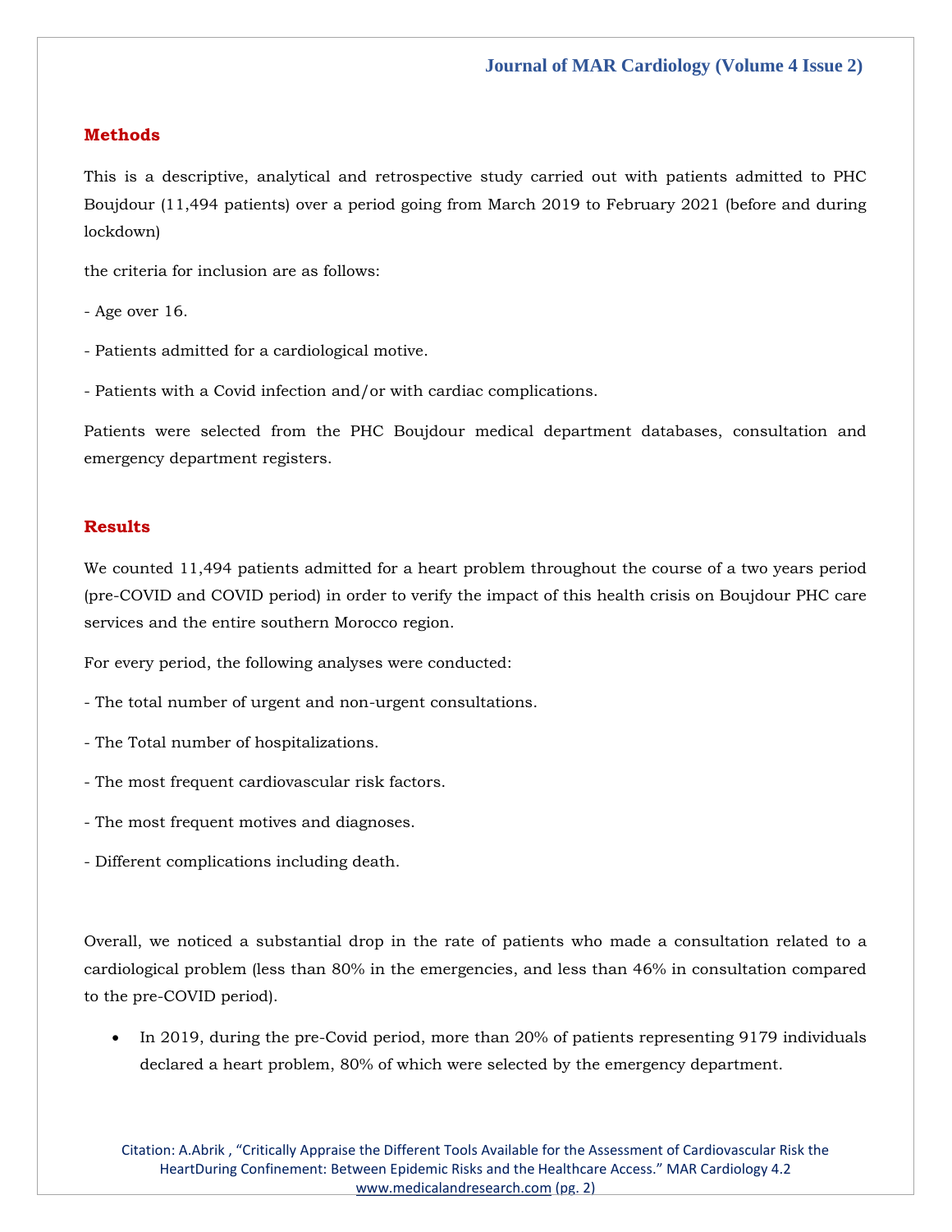## Methods

This is a descriptive, analytical and retrospective study carried out with patients admitted to PHC Boujdour (11,494 patients) over a period going from March 2019 to February 2021 (before and during lockdown)

the criteria for inclusion are as follows:

- Age over 16.

- Patients admitted for a cardiological motive.

- Patients with a Covid infection and/or with cardiac complications.

Patients were selected from the PHC Boujdour medical department databases, consultation and emergency department registers.

## Results

We counted 11,494 patients admitted for a heart problem throughout the course of a two years period (pre-COVID and COVID period) in order to verify the impact of this health crisis on Boujdour PHC care services and the entire southern Morocco region.

For every period, the following analyses were conducted:

- The total number of urgent and non-urgent consultations.

- The Total number of hospitalizations.

- The most frequent cardiovascular risk factors.

- The most frequent motives and diagnoses.

- Different complications including death.

Overall, we noticed a substantial drop in the rate of patients who made a consultation related to a cardiological problem (less than 80% in the emergencies, and less than 46% in consultation compared to the pre-COVID period).

- In 2019, during the pre-Covid period, more than 20% of patients representing 9179 individuals declared a heart problem, 80% of which were selected by the emergency department.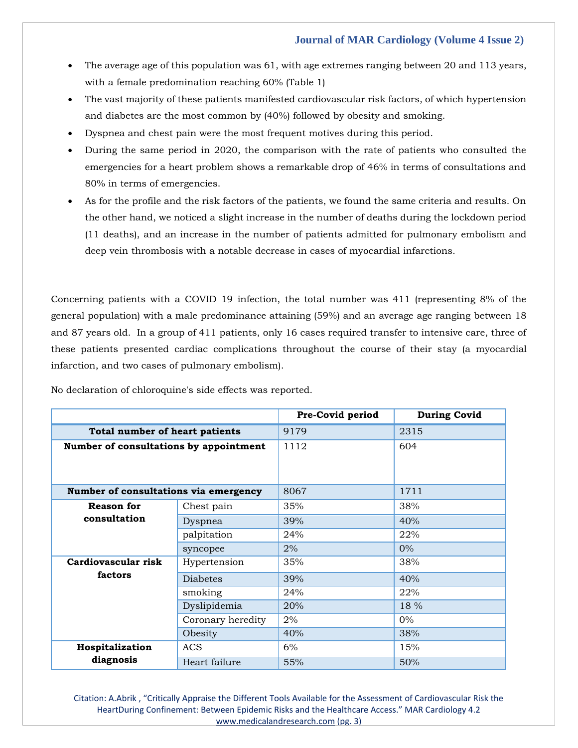- The average age of this population was 61, with age extremes ranging between 20 and 113 years, with a female predomination reaching 60% (Table 1)
- The vast majority of these patients manifested cardiovascular risk factors, of which hypertension and diabetes are the most common by (40%) followed by obesity and smoking.
- Dyspnea and chest pain were the most frequent motives during this period.
- During the same period in 2020, the comparison with the rate of patients who consulted the emergencies for a heart problem shows a remarkable drop of 46% in terms of consultations and 80% in terms of emergencies.
- As for the profile and the risk factors of the patients, we found the same criteria and results. On the other hand, we noticed a slight increase in the number of deaths during the lockdown period (11 deaths), and an increase in the number of patients admitted for pulmonary embolism and deep vein thrombosis with a notable decrease in cases of myocardial infarctions.

Concerning patients with a COVID 19 infection, the total number was 411 (representing 8% of the general population) with a male predominance attaining (59%) and an average age ranging between 18 and 87 years old. In a group of 411 patients, only 16 cases required transfer to intensive care, three of these patients presented cardiac complications throughout the course of their stay (a myocardial infarction, and two cases of pulmonary embolism).

No declaration of chloroquine's side effects was reported.

| | | Pre-Covid period | During Covid |
|---|---|---|---|
| **Total number of heart patients** | | 9179 | 2315 |
| **Number of consultations by appointment** | | 1112 | 604 |
| **Number of consultations via emergency** | | 8067 | 1711 |
| **Reason for consultation** | Chest pain | 35% | 38% |
| | Dyspnea | 39% | 40% |
| | palpitation | 24% | 22% |
| | syncopee | 2% | 0% |
| **Cardiovascular risk factors** | Hypertension | 35% | 38% |
| | Diabetes | 39% | 40% |
| | smoking | 24% | 22% |
| | Dyslipidemia | 20% | 18 % |
| | Coronary heredity | 2% | 0% |
| | Obesity | 40% | 38% |
| **Hospitalization diagnosis** | ACS | 6% | 15% |
| | Heart failure | 55% | 50% |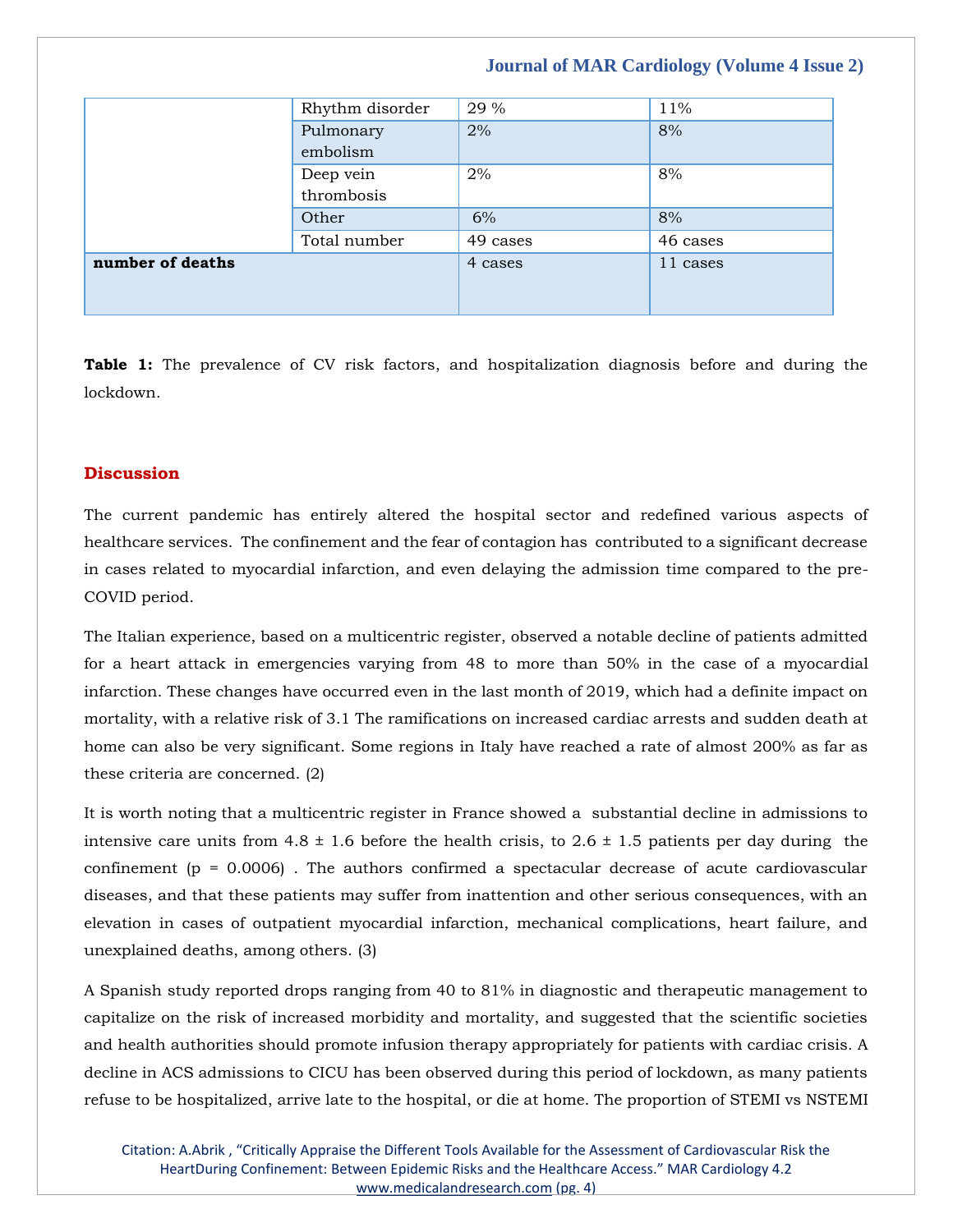| | | | |
|---|---|---|---|
| | Rhythm disorder | 29 % | 11% |
| | Pulmonary embolism | 2% | 8% |
| | Deep vein thrombosis | 2% | 8% |
| | Other | 6% | 8% |
| | Total number | 49 cases | 46 cases |
| **number of deaths** | | 4 cases | 11 cases |

**Table 1:** The prevalence of CV risk factors, and hospitalization diagnosis before and during the lockdown.

## Discussion

The current pandemic has entirely altered the hospital sector and redefined various aspects of healthcare services. The confinement and the fear of contagion has contributed to a significant decrease in cases related to myocardial infarction, and even delaying the admission time compared to the pre-COVID period.

The Italian experience, based on a multicentric register, observed a notable decline of patients admitted for a heart attack in emergencies varying from 48 to more than 50% in the case of a myocardial infarction. These changes have occurred even in the last month of 2019, which had a definite impact on mortality, with a relative risk of 3.1 The ramifications on increased cardiac arrests and sudden death at home can also be very significant. Some regions in Italy have reached a rate of almost 200% as far as these criteria are concerned. (2)

It is worth noting that a multicentric register in France showed a substantial decline in admissions to intensive care units from 4.8 ± 1.6 before the health crisis, to 2.6 ± 1.5 patients per day during the confinement (p = 0.0006) . The authors confirmed a spectacular decrease of acute cardiovascular diseases, and that these patients may suffer from inattention and other serious consequences, with an elevation in cases of outpatient myocardial infarction, mechanical complications, heart failure, and unexplained deaths, among others. (3)

A Spanish study reported drops ranging from 40 to 81% in diagnostic and therapeutic management to capitalize on the risk of increased morbidity and mortality, and suggested that the scientific societies and health authorities should promote infusion therapy appropriately for patients with cardiac crisis. A decline in ACS admissions to CICU has been observed during this period of lockdown, as many patients refuse to be hospitalized, arrive late to the hospital, or die at home. The proportion of STEMI vs NSTEMI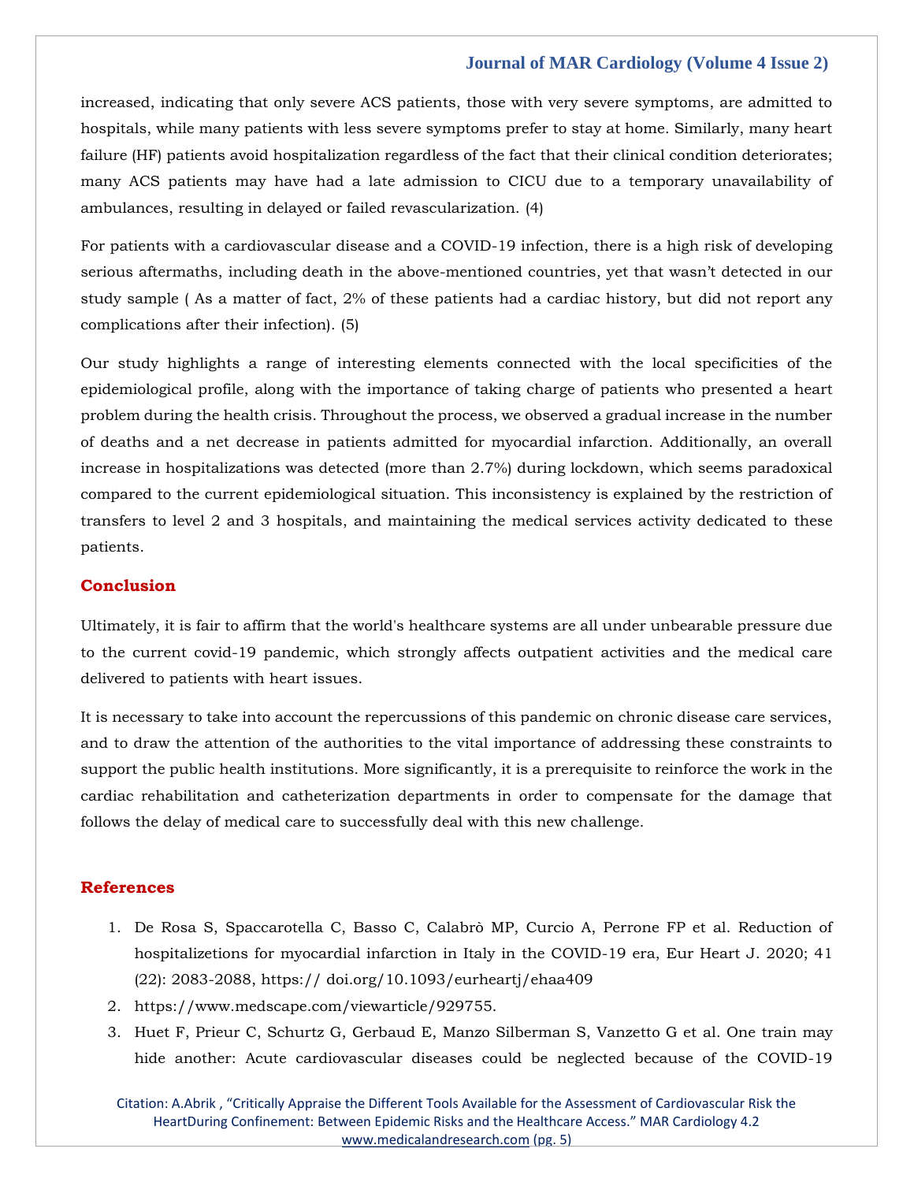increased, indicating that only severe ACS patients, those with very severe symptoms, are admitted to hospitals, while many patients with less severe symptoms prefer to stay at home. Similarly, many heart failure (HF) patients avoid hospitalization regardless of the fact that their clinical condition deteriorates; many ACS patients may have had a late admission to CICU due to a temporary unavailability of ambulances, resulting in delayed or failed revascularization. (4)

For patients with a cardiovascular disease and a COVID-19 infection, there is a high risk of developing serious aftermaths, including death in the above-mentioned countries, yet that wasn't detected in our study sample ( As a matter of fact, 2% of these patients had a cardiac history, but did not report any complications after their infection). (5)

Our study highlights a range of interesting elements connected with the local specificities of the epidemiological profile, along with the importance of taking charge of patients who presented a heart problem during the health crisis. Throughout the process, we observed a gradual increase in the number of deaths and a net decrease in patients admitted for myocardial infarction. Additionally, an overall increase in hospitalizations was detected (more than 2.7%) during lockdown, which seems paradoxical compared to the current epidemiological situation. This inconsistency is explained by the restriction of transfers to level 2 and 3 hospitals, and maintaining the medical services activity dedicated to these patients.

## Conclusion

Ultimately, it is fair to affirm that the world's healthcare systems are all under unbearable pressure due to the current covid-19 pandemic, which strongly affects outpatient activities and the medical care delivered to patients with heart issues.

It is necessary to take into account the repercussions of this pandemic on chronic disease care services, and to draw the attention of the authorities to the vital importance of addressing these constraints to support the public health institutions. More significantly, it is a prerequisite to reinforce the work in the cardiac rehabilitation and catheterization departments in order to compensate for the damage that follows the delay of medical care to successfully deal with this new challenge.

## References

1. De Rosa S, Spaccarotella C, Basso C, Calabrò MP, Curcio A, Perrone FP et al. Reduction of hospitalizetions for myocardial infarction in Italy in the COVID-19 era, Eur Heart J. 2020; 41 (22): 2083-2088, https:// doi.org/10.1093/eurheartj/ehaa409
2. https://www.medscape.com/viewarticle/929755.
3. Huet F, Prieur C, Schurtz G, Gerbaud E, Manzo Silberman S, Vanzetto G et al. One train may hide another: Acute cardiovascular diseases could be neglected because of the COVID-19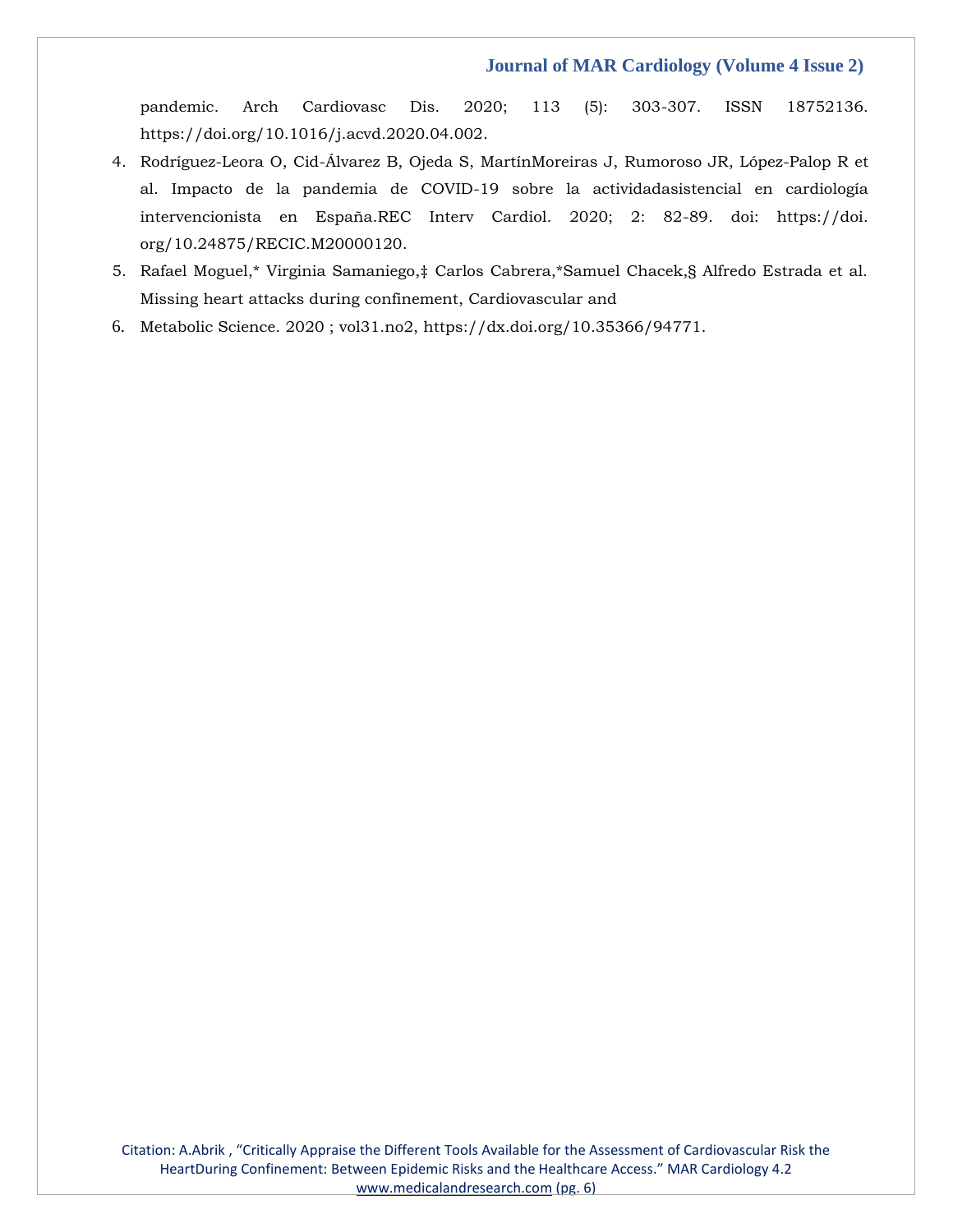pandemic. Arch Cardiovasc Dis. 2020; 113 (5): 303-307. ISSN 18752136. https://doi.org/10.1016/j.acvd.2020.04.002.

4. Rodríguez-Leora O, Cid-Álvarez B, Ojeda S, MartínMoreiras J, Rumoroso JR, López-Palop R et al. Impacto de la pandemia de COVID-19 sobre la actividadasistencial en cardiología intervencionista en España.REC Interv Cardiol. 2020; 2: 82-89. doi: https://doi.org/10.24875/RECIC.M20000120.
5. Rafael Moguel,* Virginia Samaniego,‡ Carlos Cabrera,*Samuel Chacek,§ Alfredo Estrada et al. Missing heart attacks during confinement, Cardiovascular and
6. Metabolic Science. 2020 ; vol31.no2, https://dx.doi.org/10.35366/94771.